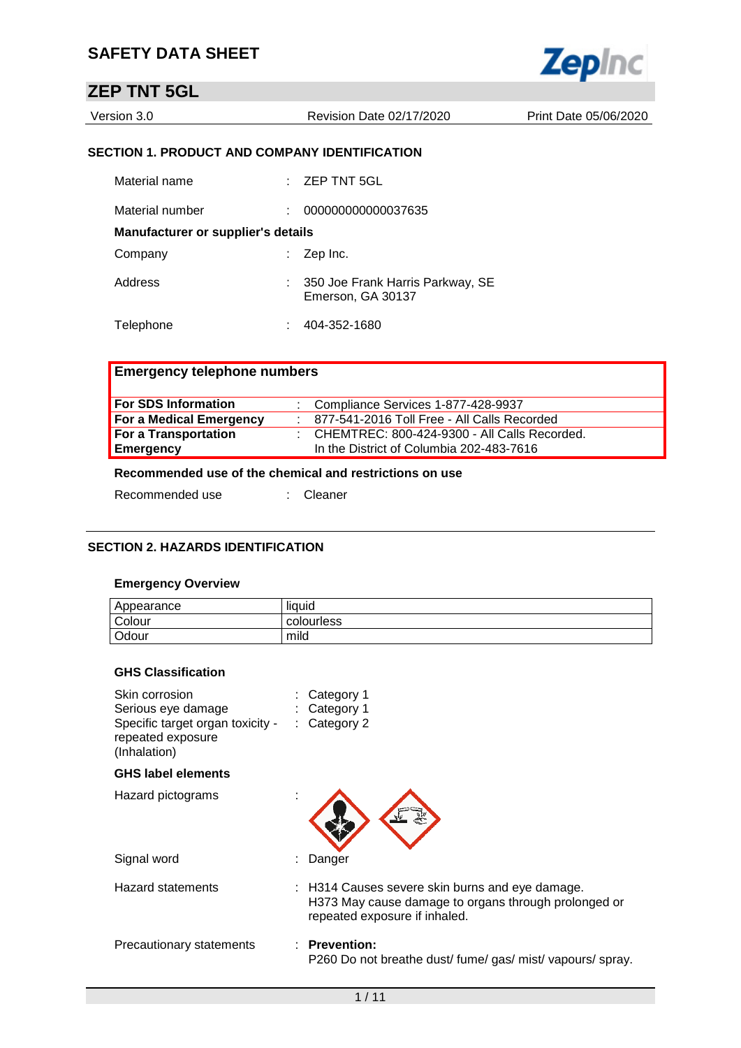# SAFETY DATA SHEET

## ZEP TNT 5GL

Version 3.0 | Revision Date 02/17/2020 | Print Date 05/06/2020

### SECTION 1. PRODUCT AND COMPANY IDENTIFICATION

Material name : ZEP TNT 5GL

Material number : 000000000000037635

**Manufacturer or supplier's details**

Company : Zep Inc.

Address : 350 Joe Frank Harris Parkway, SE
Emerson, GA 30137

Telephone : 404-352-1680

| **Emergency telephone numbers** | | |
|---|---|---|
| **For SDS Information** | : | Compliance Services 1-877-428-9937 |
| **For a Medical Emergency** | : | 877-541-2016 Toll Free - All Calls Recorded |
| **For a Transportation Emergency** | : | CHEMTREC: 800-424-9300 - All Calls Recorded. In the District of Columbia 202-483-7616 |

**Recommended use of the chemical and restrictions on use**

Recommended use : Cleaner

### SECTION 2. HAZARDS IDENTIFICATION

**Emergency Overview**

| Appearance | liquid |
|---|---|
| Colour | colourless |
| Odour | mild |

**GHS Classification**

Skin corrosion : Category 1
Serious eye damage : Category 1
Specific target organ toxicity - repeated exposure (Inhalation) : Category 2

**GHS label elements**

Hazard pictograms :

Signal word : Danger

Hazard statements : H314 Causes severe skin burns and eye damage.
H373 May cause damage to organs through prolonged or repeated exposure if inhaled.

Precautionary statements : **Prevention:**
P260 Do not breathe dust/ fume/ gas/ mist/ vapours/ spray.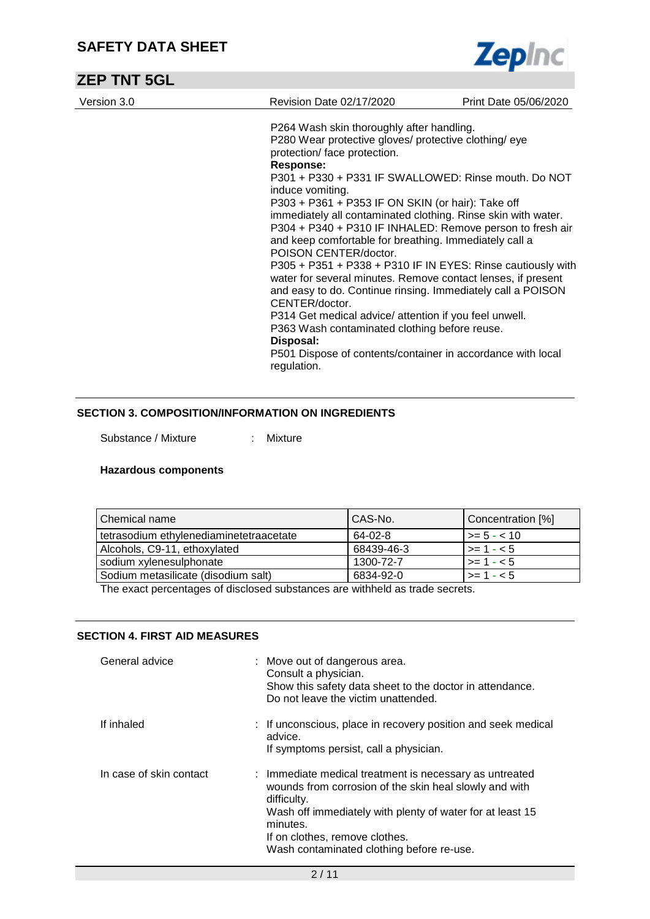P264 Wash skin thoroughly after handling.
P280 Wear protective gloves/ protective clothing/ eye protection/ face protection.

**Response:**

P301 + P330 + P331 IF SWALLOWED: Rinse mouth. Do NOT induce vomiting.
P303 + P361 + P353 IF ON SKIN (or hair): Take off immediately all contaminated clothing. Rinse skin with water.
P304 + P340 + P310 IF INHALED: Remove person to fresh air and keep comfortable for breathing. Immediately call a POISON CENTER/doctor.
P305 + P351 + P338 + P310 IF IN EYES: Rinse cautiously with water for several minutes. Remove contact lenses, if present and easy to do. Continue rinsing. Immediately call a POISON CENTER/doctor.
P314 Get medical advice/ attention if you feel unwell.
P363 Wash contaminated clothing before reuse.

**Disposal:**

P501 Dispose of contents/container in accordance with local regulation.

## SECTION 3. COMPOSITION/INFORMATION ON INGREDIENTS

Substance / Mixture : Mixture

**Hazardous components**

| Chemical name | CAS-No. | Concentration [%] |
|---|---|---|
| tetrasodium ethylenediaminetetraacetate | 64-02-8 | >= 5 - < 10 |
| Alcohols, C9-11, ethoxylated | 68439-46-3 | >= 1 - < 5 |
| sodium xylenesulphonate | 1300-72-7 | >= 1 - < 5 |
| Sodium metasilicate (disodium salt) | 6834-92-0 | >= 1 - < 5 |

The exact percentages of disclosed substances are withheld as trade secrets.

## SECTION 4. FIRST AID MEASURES

General advice : Move out of dangerous area.
Consult a physician.
Show this safety data sheet to the doctor in attendance.
Do not leave the victim unattended.

If inhaled : If unconscious, place in recovery position and seek medical advice.
If symptoms persist, call a physician.

In case of skin contact : Immediate medical treatment is necessary as untreated wounds from corrosion of the skin heal slowly and with difficulty.
Wash off immediately with plenty of water for at least 15 minutes.
If on clothes, remove clothes.
Wash contaminated clothing before re-use.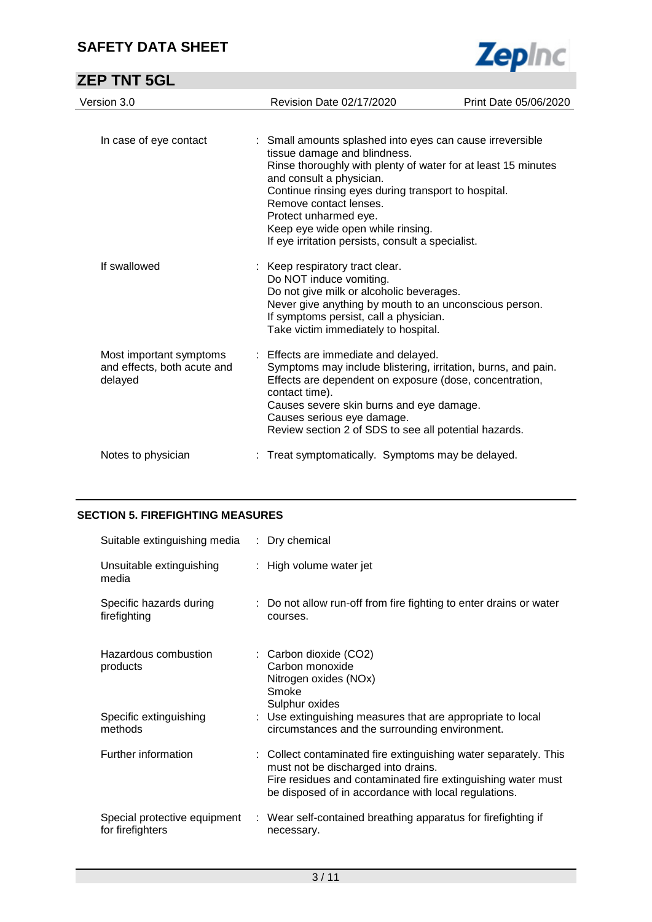| | |
|---|---|
| In case of eye contact | : Small amounts splashed into eyes can cause irreversible tissue damage and blindness.<br>Rinse thoroughly with plenty of water for at least 15 minutes and consult a physician.<br>Continue rinsing eyes during transport to hospital.<br>Remove contact lenses.<br>Protect unharmed eye.<br>Keep eye wide open while rinsing.<br>If eye irritation persists, consult a specialist. |
| If swallowed | : Keep respiratory tract clear.<br>Do NOT induce vomiting.<br>Do not give milk or alcoholic beverages.<br>Never give anything by mouth to an unconscious person.<br>If symptoms persist, call a physician.<br>Take victim immediately to hospital. |
| Most important symptoms and effects, both acute and delayed | : Effects are immediate and delayed.<br>Symptoms may include blistering, irritation, burns, and pain.<br>Effects are dependent on exposure (dose, concentration, contact time).<br>Causes severe skin burns and eye damage.<br>Causes serious eye damage.<br>Review section 2 of SDS to see all potential hazards. |
| Notes to physician | : Treat symptomatically. Symptoms may be delayed. |

## SECTION 5. FIREFIGHTING MEASURES

| | |
|---|---|
| Suitable extinguishing media | : Dry chemical |
| Unsuitable extinguishing media | : High volume water jet |
| Specific hazards during firefighting | : Do not allow run-off from fire fighting to enter drains or water courses. |
| Hazardous combustion products | : Carbon dioxide ($CO_2$)<br>Carbon monoxide<br>Nitrogen oxides ($NO_x$)<br>Smoke<br>Sulphur oxides |
| Specific extinguishing methods | : Use extinguishing measures that are appropriate to local circumstances and the surrounding environment. |
| Further information | : Collect contaminated fire extinguishing water separately. This must not be discharged into drains.<br>Fire residues and contaminated fire extinguishing water must be disposed of in accordance with local regulations. |
| Special protective equipment for firefighters | : Wear self-contained breathing apparatus for firefighting if necessary. |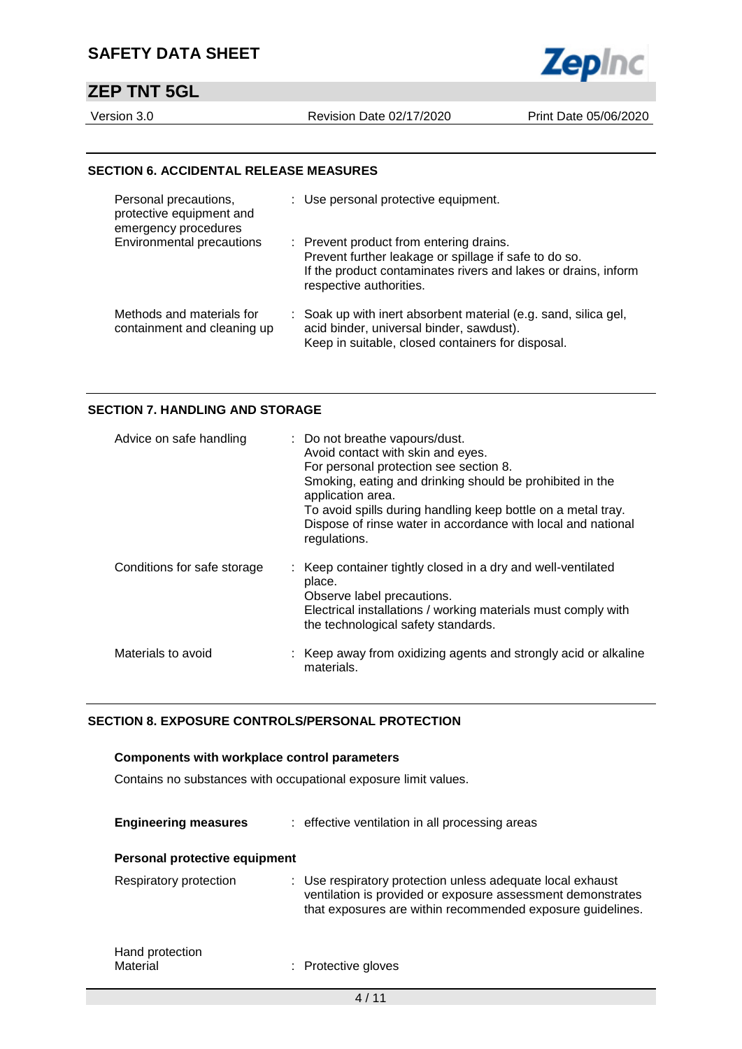## SECTION 6. ACCIDENTAL RELEASE MEASURES

| | |
|---|---|
| Personal precautions, protective equipment and emergency procedures | : Use personal protective equipment. |
| Environmental precautions | : Prevent product from entering drains.<br>Prevent further leakage or spillage if safe to do so.<br>If the product contaminates rivers and lakes or drains, inform respective authorities. |
| Methods and materials for containment and cleaning up | : Soak up with inert absorbent material (e.g. sand, silica gel, acid binder, universal binder, sawdust).<br>Keep in suitable, closed containers for disposal. |

## SECTION 7. HANDLING AND STORAGE

| | |
|---|---|
| Advice on safe handling | : Do not breathe vapours/dust.<br>Avoid contact with skin and eyes.<br>For personal protection see section 8.<br>Smoking, eating and drinking should be prohibited in the application area.<br>To avoid spills during handling keep bottle on a metal tray.<br>Dispose of rinse water in accordance with local and national regulations. |
| Conditions for safe storage | : Keep container tightly closed in a dry and well-ventilated place.<br>Observe label precautions.<br>Electrical installations / working materials must comply with the technological safety standards. |
| Materials to avoid | : Keep away from oxidizing agents and strongly acid or alkaline materials. |

## SECTION 8. EXPOSURE CONTROLS/PERSONAL PROTECTION

### Components with workplace control parameters

Contains no substances with occupational exposure limit values.

**Engineering measures** : effective ventilation in all processing areas

### Personal protective equipment

| | |
|---|---|
| Respiratory protection | : Use respiratory protection unless adequate local exhaust ventilation is provided or exposure assessment demonstrates that exposures are within recommended exposure guidelines. |
| Hand protection<br>Material | : Protective gloves |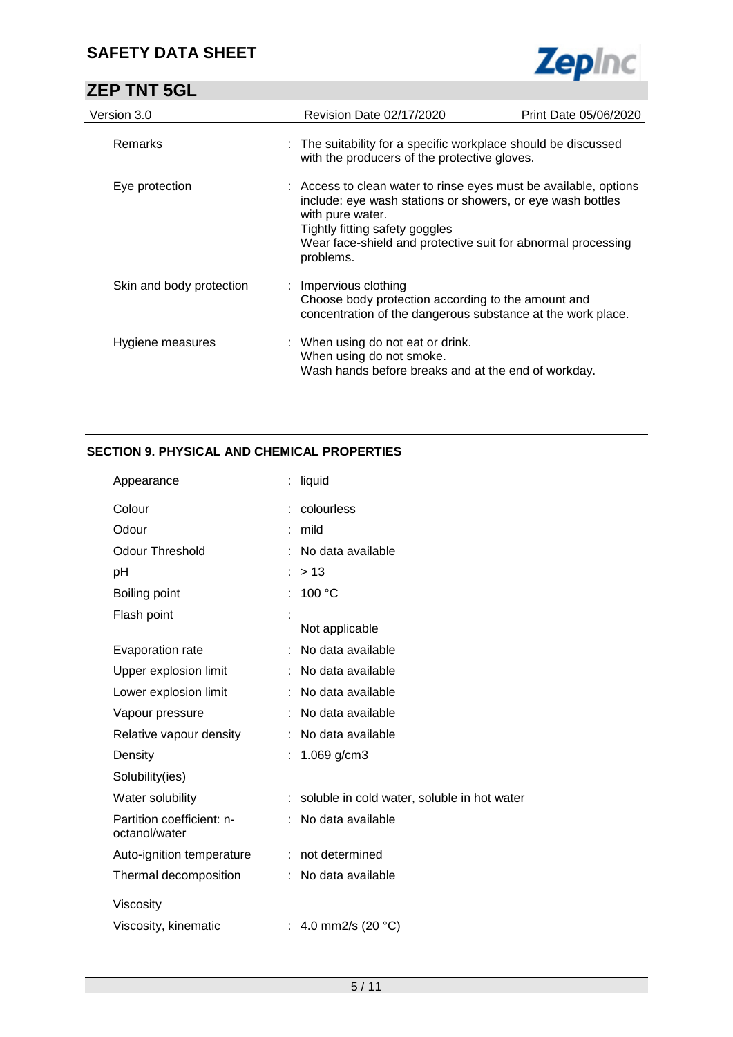| | | |
|---|---|---|
| Remarks | : | The suitability for a specific workplace should be discussed with the producers of the protective gloves. |
| Eye protection | : | Access to clean water to rinse eyes must be available, options include: eye wash stations or showers, or eye wash bottles with pure water.<br>Tightly fitting safety goggles<br>Wear face-shield and protective suit for abnormal processing problems. |
| Skin and body protection | : | Impervious clothing<br>Choose body protection according to the amount and concentration of the dangerous substance at the work place. |
| Hygiene measures | : | When using do not eat or drink.<br>When using do not smoke.<br>Wash hands before breaks and at the end of workday. |

## SECTION 9. PHYSICAL AND CHEMICAL PROPERTIES

| | | |
|---|---|---|
| Appearance | : | liquid |
| Colour | : | colourless |
| Odour | : | mild |
| Odour Threshold | : | No data available |
| pH | : | > 13 |
| Boiling point | : | 100 °C |
| Flash point | : | Not applicable |
| Evaporation rate | : | No data available |
| Upper explosion limit | : | No data available |
| Lower explosion limit | : | No data available |
| Vapour pressure | : | No data available |
| Relative vapour density | : | No data available |
| Density | : | 1.069 g/cm3 |
| Solubility(ies) | | |
| Water solubility | : | soluble in cold water, soluble in hot water |
| Partition coefficient: n-octanol/water | : | No data available |
| Auto-ignition temperature | : | not determined |
| Thermal decomposition | : | No data available |
| Viscosity | | |
| Viscosity, kinematic | : | 4.0 mm2/s (20 °C) |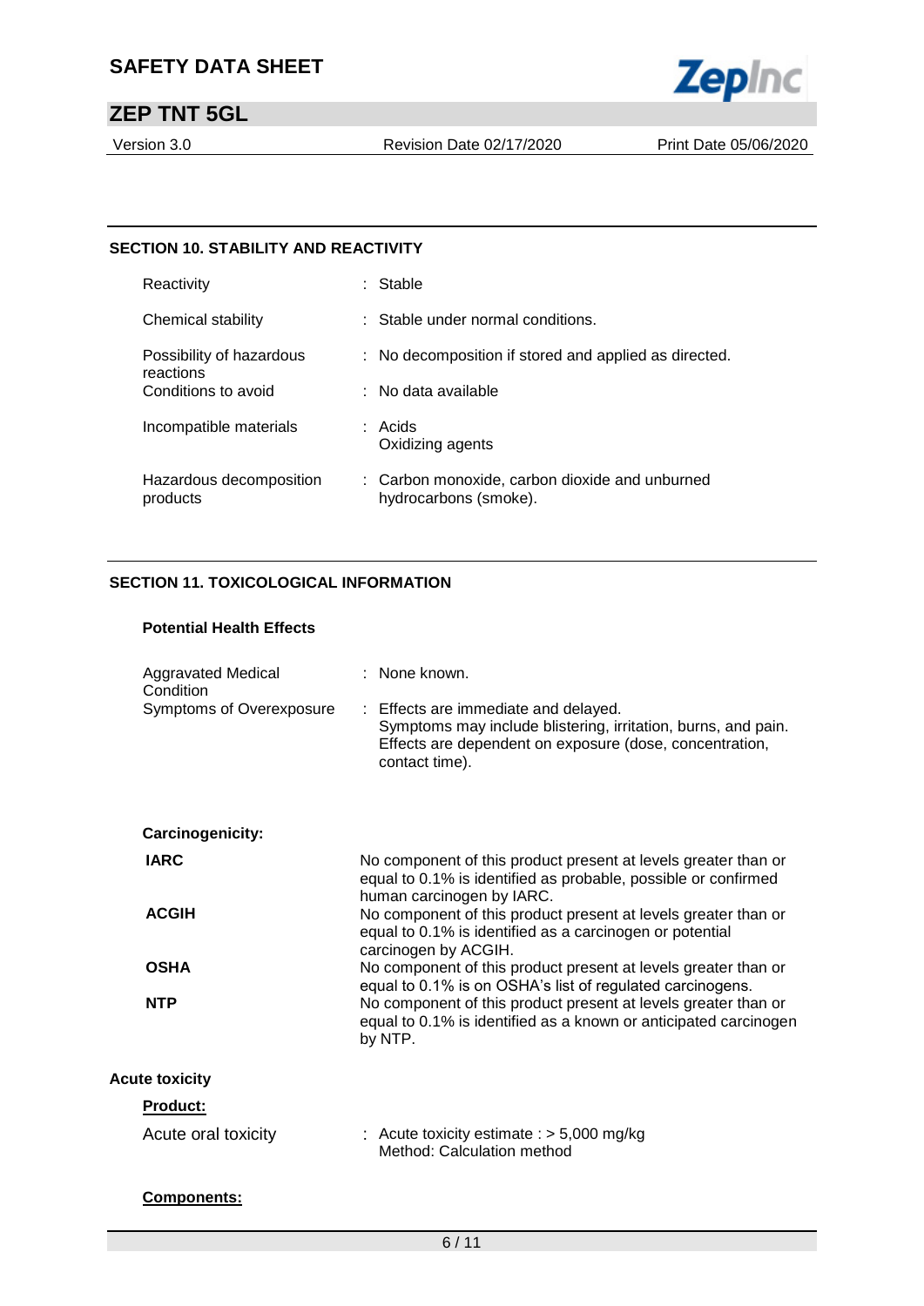## SECTION 10. STABILITY AND REACTIVITY

| | |
|---|---|
| Reactivity | : Stable |
| Chemical stability | : Stable under normal conditions. |
| Possibility of hazardous reactions | : No decomposition if stored and applied as directed. |
| Conditions to avoid | : No data available |
| Incompatible materials | : Acids<br>Oxidizing agents |
| Hazardous decomposition products | : Carbon monoxide, carbon dioxide and unburned hydrocarbons (smoke). |

## SECTION 11. TOXICOLOGICAL INFORMATION

### Potential Health Effects

| | |
|---|---|
| Aggravated Medical Condition | : None known. |
| Symptoms of Overexposure | : Effects are immediate and delayed.<br>Symptoms may include blistering, irritation, burns, and pain.<br>Effects are dependent on exposure (dose, concentration, contact time). |

### Carcinogenicity:

| | |
|---|---|
| **IARC** | No component of this product present at levels greater than or equal to 0.1% is identified as probable, possible or confirmed human carcinogen by IARC. |
| **ACGIH** | No component of this product present at levels greater than or equal to 0.1% is identified as a carcinogen or potential carcinogen by ACGIH. |
| **OSHA** | No component of this product present at levels greater than or equal to 0.1% is on OSHA's list of regulated carcinogens. |
| **NTP** | No component of this product present at levels greater than or equal to 0.1% is identified as a known or anticipated carcinogen by NTP. |

### Acute toxicity

**Product:**

| | |
|---|---|
| Acute oral toxicity | : Acute toxicity estimate : > 5,000 mg/kg<br>Method: Calculation method |

**Components:**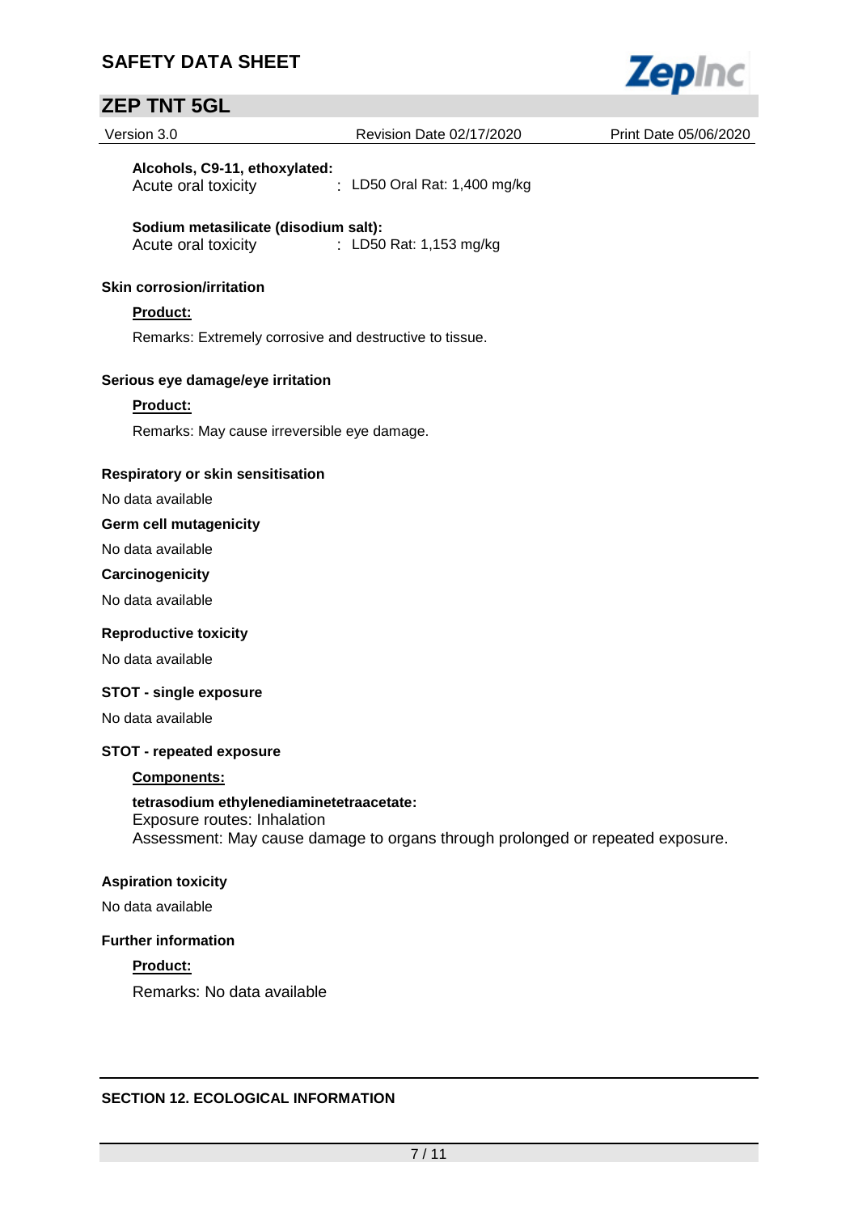**Alcohols, C9-11, ethoxylated:**

Acute oral toxicity : LD50 Oral Rat: 1,400 mg/kg

**Sodium metasilicate (disodium salt):**

Acute oral toxicity : LD50 Rat: 1,153 mg/kg

### Skin corrosion/irritation

**Product:**

Remarks: Extremely corrosive and destructive to tissue.

### Serious eye damage/eye irritation

**Product:**

Remarks: May cause irreversible eye damage.

### Respiratory or skin sensitisation

No data available

### Germ cell mutagenicity

No data available

### Carcinogenicity

No data available

### Reproductive toxicity

No data available

### STOT - single exposure

No data available

### STOT - repeated exposure

**Components:**

**tetrasodium ethylenediaminetetraacetate:**

Exposure routes: Inhalation

Assessment: May cause damage to organs through prolonged or repeated exposure.

### Aspiration toxicity

No data available

### Further information

**Product:**

Remarks: No data available

## SECTION 12. ECOLOGICAL INFORMATION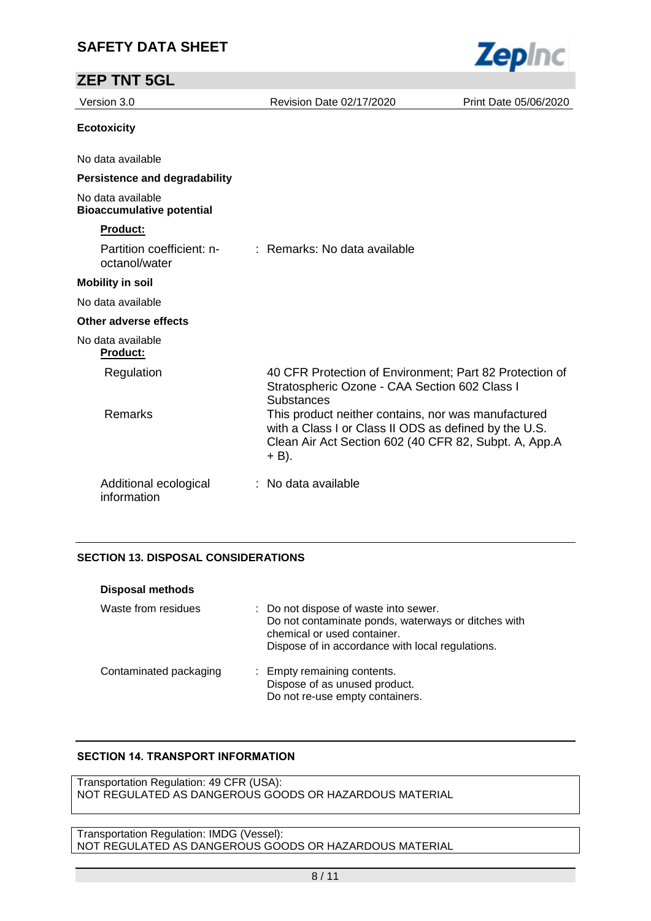**Ecotoxicity**

No data available

**Persistence and degradability**

No data available

**Bioaccumulative potential**

**Product:**

Partition coefficient: n-octanol/water : Remarks: No data available

**Mobility in soil**

No data available

**Other adverse effects**

No data available

**Product:**

| | |
|---|---|
| Regulation | 40 CFR Protection of Environment; Part 82 Protection of Stratospheric Ozone - CAA Section 602 Class I Substances |
| Remarks | This product neither contains, nor was manufactured with a Class I or Class II ODS as defined by the U.S. Clean Air Act Section 602 (40 CFR 82, Subpt. A, App.A + B). |
| Additional ecological information | : No data available |

## SECTION 13. DISPOSAL CONSIDERATIONS

**Disposal methods**

| | |
|---|---|
| Waste from residues | : Do not dispose of waste into sewer. Do not contaminate ponds, waterways or ditches with chemical or used container. Dispose of in accordance with local regulations. |
| Contaminated packaging | : Empty remaining contents. Dispose of as unused product. Do not re-use empty containers. |

## SECTION 14. TRANSPORT INFORMATION

Transportation Regulation: 49 CFR (USA):
NOT REGULATED AS DANGEROUS GOODS OR HAZARDOUS MATERIAL

Transportation Regulation: IMDG (Vessel):
NOT REGULATED AS DANGEROUS GOODS OR HAZARDOUS MATERIAL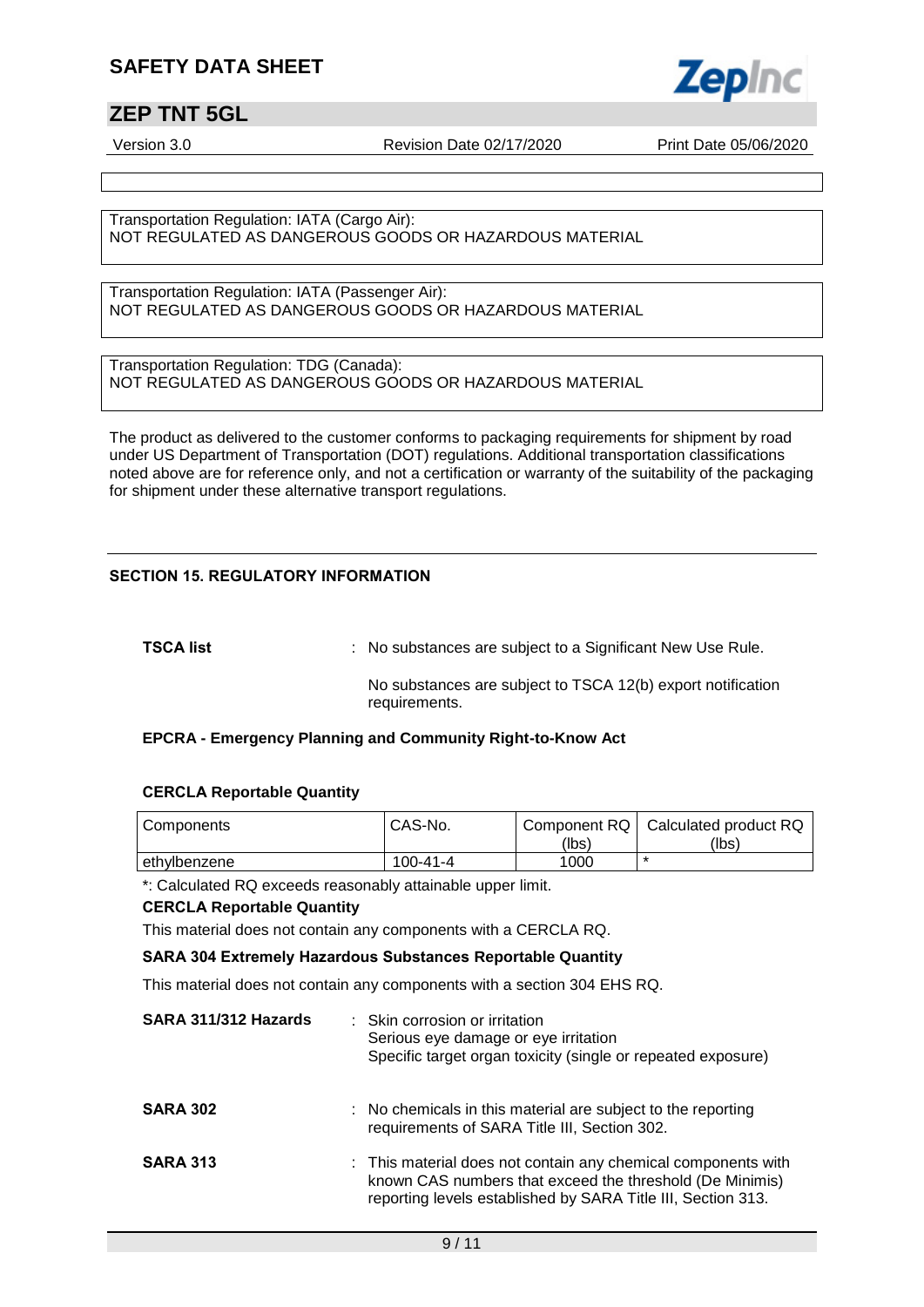Transportation Regulation: IATA (Cargo Air):
NOT REGULATED AS DANGEROUS GOODS OR HAZARDOUS MATERIAL

Transportation Regulation: IATA (Passenger Air):
NOT REGULATED AS DANGEROUS GOODS OR HAZARDOUS MATERIAL

Transportation Regulation: TDG (Canada):
NOT REGULATED AS DANGEROUS GOODS OR HAZARDOUS MATERIAL

The product as delivered to the customer conforms to packaging requirements for shipment by road under US Department of Transportation (DOT) regulations. Additional transportation classifications noted above are for reference only, and not a certification or warranty of the suitability of the packaging for shipment under these alternative transport regulations.

## SECTION 15. REGULATORY INFORMATION

**TSCA list** : No substances are subject to a Significant New Use Rule.

No substances are subject to TSCA 12(b) export notification requirements.

**EPCRA - Emergency Planning and Community Right-to-Know Act**

**CERCLA Reportable Quantity**

| Components | CAS-No. | Component RQ (lbs) | Calculated product RQ (lbs) |
|---|---|---|---|
| ethylbenzene | 100-41-4 | 1000 | * |

*: Calculated RQ exceeds reasonably attainable upper limit.

**CERCLA Reportable Quantity**

This material does not contain any components with a CERCLA RQ.

**SARA 304 Extremely Hazardous Substances Reportable Quantity**

This material does not contain any components with a section 304 EHS RQ.

**SARA 311/312 Hazards** : Skin corrosion or irritation
Serious eye damage or eye irritation
Specific target organ toxicity (single or repeated exposure)

**SARA 302** : No chemicals in this material are subject to the reporting requirements of SARA Title III, Section 302.

**SARA 313** : This material does not contain any chemical components with known CAS numbers that exceed the threshold (De Minimis) reporting levels established by SARA Title III, Section 313.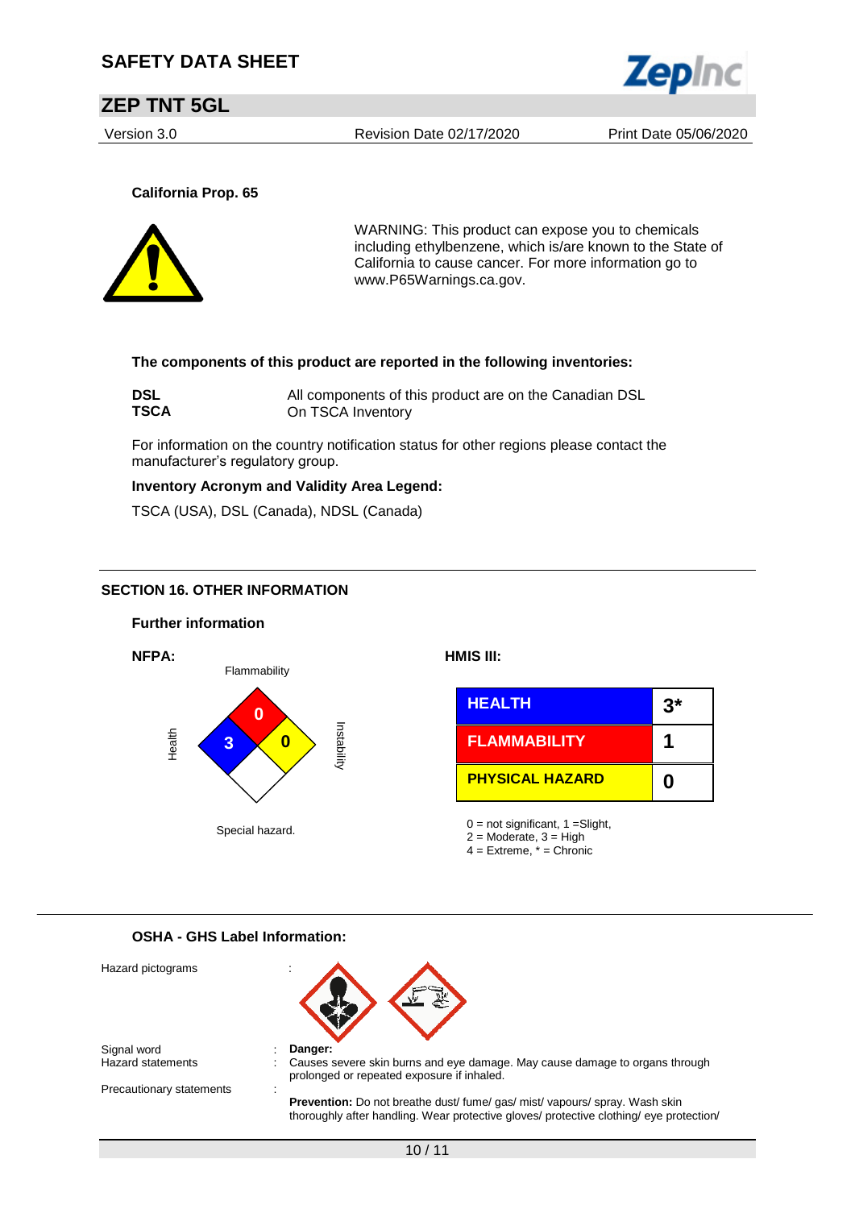**California Prop. 65**

WARNING: This product can expose you to chemicals including ethylbenzene, which is/are known to the State of California to cause cancer. For more information go to www.P65Warnings.ca.gov.

**The components of this product are reported in the following inventories:**

**DSL** All components of this product are on the Canadian DSL

**TSCA** On TSCA Inventory

For information on the country notification status for other regions please contact the manufacturer's regulatory group.

**Inventory Acronym and Validity Area Legend:**

TSCA (USA), DSL (Canada), NDSL (Canada)

## SECTION 16. OTHER INFORMATION

**Further information**

**NFPA:**

| Health | Flammability | Instability | Special hazard. |
|---|---|---|---|
| 3 | 0 | 0 | |

**HMIS III:**

| | |
|---|---|
| HEALTH | 3* |
| FLAMMABILITY | 1 |
| PHYSICAL HAZARD | 0 |

0 = not significant, 1 =Slight,
2 = Moderate, 3 = High
4 = Extreme, * = Chronic

**OSHA - GHS Label Information:**

Hazard pictograms :

Signal word : **Danger:**

Hazard statements : Causes severe skin burns and eye damage. May cause damage to organs through prolonged or repeated exposure if inhaled.

Precautionary statements :

**Prevention:** Do not breathe dust/ fume/ gas/ mist/ vapours/ spray. Wash skin thoroughly after handling. Wear protective gloves/ protective clothing/ eye protection/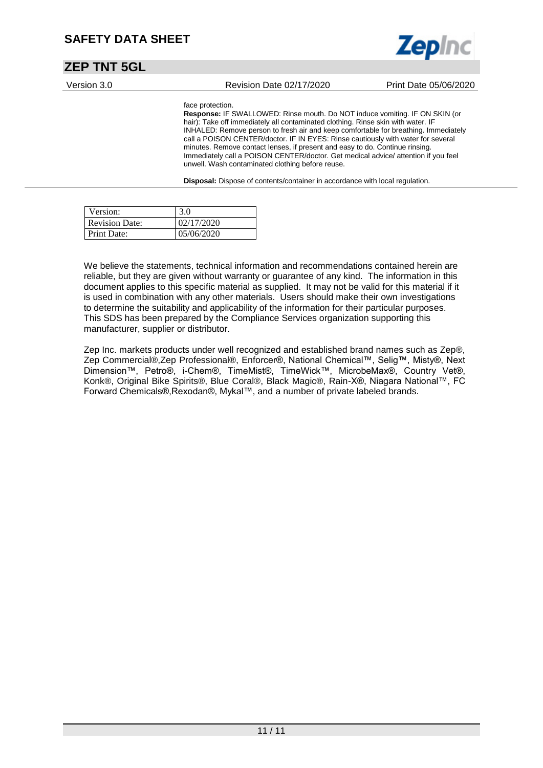face protection.
**Response:** IF SWALLOWED: Rinse mouth. Do NOT induce vomiting. IF ON SKIN (or hair): Take off immediately all contaminated clothing. Rinse skin with water. IF INHALED: Remove person to fresh air and keep comfortable for breathing. Immediately call a POISON CENTER/doctor. IF IN EYES: Rinse cautiously with water for several minutes. Remove contact lenses, if present and easy to do. Continue rinsing. Immediately call a POISON CENTER/doctor. Get medical advice/ attention if you feel unwell. Wash contaminated clothing before reuse.

**Disposal:** Dispose of contents/container in accordance with local regulation.

| | |
|---|---|
| Version: | 3.0 |
| Revision Date: | 02/17/2020 |
| Print Date: | 05/06/2020 |

We believe the statements, technical information and recommendations contained herein are reliable, but they are given without warranty or guarantee of any kind. The information in this document applies to this specific material as supplied. It may not be valid for this material if it is used in combination with any other materials. Users should make their own investigations to determine the suitability and applicability of the information for their particular purposes. This SDS has been prepared by the Compliance Services organization supporting this manufacturer, supplier or distributor.

Zep Inc. markets products under well recognized and established brand names such as Zep®, Zep Commercial®,Zep Professional®, Enforcer®, National Chemical™, Selig™, Misty®, Next Dimension™, Petro®, i-Chem®, TimeMist®, TimeWick™, MicrobeMax®, Country Vet®, Konk®, Original Bike Spirits®, Blue Coral®, Black Magic®, Rain-X®, Niagara National™, FC Forward Chemicals®,Rexodan®, Mykal™, and a number of private labeled brands.